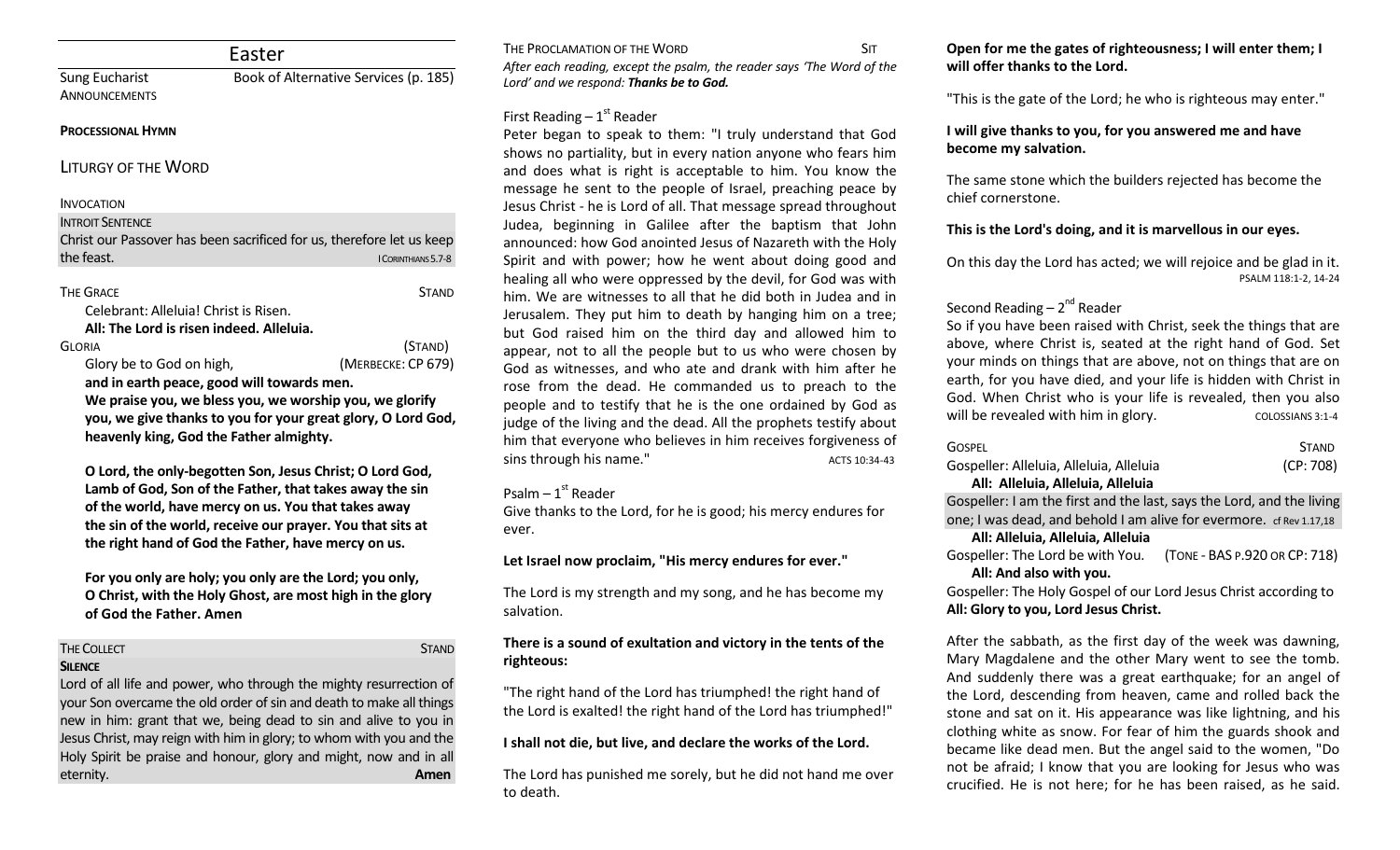# Easter

Sung Eucharist — Book of Alternative Services (p. 185)

ANNOUNCEMENTS

**PROCESSIONAL HYMN**

## LITURGY OF THE WORD

INVOCATION

INTROIT SENTENCE

Christ our Passover has been sacrificed for us, therefore let us keep the feast. I CORINTHIANS 5.7-8

THE GRACE — STAND

Celebrant: Alleluia! Christ is Risen.

**All: The Lord is risen indeed. Alleluia.**

GLORIA — (STAND) (MERBECKE: CP 679)

Glory be to God on high,

**and in earth peace, good will towards men.**

**We praise you, we bless you, we worship you, we glorify you, we give thanks to you for your great glory, O Lord God, heavenly king, God the Father almighty.**

**O Lord, the only-begotten Son, Jesus Christ; O Lord God, Lamb of God, Son of the Father, that takes away the sin of the world, have mercy on us. You that takes away the sin of the world, receive our prayer. You that sits at the right hand of God the Father, have mercy on us.**

**For you only are holy; you only are the Lord; you only, O Christ, with the Holy Ghost, are most high in the glory of God the Father. Amen**

THE COLLECT — STAND

**SILENCE**

Lord of all life and power, who through the mighty resurrection of your Son overcame the old order of sin and death to make all things new in him: grant that we, being dead to sin and alive to you in Jesus Christ, may reign with him in glory; to whom with you and the Holy Spirit be praise and honour, glory and might, now and in all eternity. **Amen**

THE PROCLAMATION OF THE WORD — SIT

*After each reading, except the psalm, the reader says 'The Word of the Lord' and we respond:* ***Thanks be to God.***

First Reading – 1st Reader

Peter began to speak to them: "I truly understand that God shows no partiality, but in every nation anyone who fears him and does what is right is acceptable to him. You know the message he sent to the people of Israel, preaching peace by Jesus Christ - he is Lord of all. That message spread throughout Judea, beginning in Galilee after the baptism that John announced: how God anointed Jesus of Nazareth with the Holy Spirit and with power; how he went about doing good and healing all who were oppressed by the devil, for God was with him. We are witnesses to all that he did both in Judea and in Jerusalem. They put him to death by hanging him on a tree; but God raised him on the third day and allowed him to appear, not to all the people but to us who were chosen by God as witnesses, and who ate and drank with him after he rose from the dead. He commanded us to preach to the people and to testify that he is the one ordained by God as judge of the living and the dead. All the prophets testify about him that everyone who believes in him receives forgiveness of sins through his name." ACTS 10:34-43

Psalm – 1st Reader

Give thanks to the Lord, for he is good; his mercy endures for ever.

**Let Israel now proclaim, "His mercy endures for ever."**

The Lord is my strength and my song, and he has become my salvation.

**There is a sound of exultation and victory in the tents of the righteous:**

"The right hand of the Lord has triumphed! the right hand of the Lord is exalted! the right hand of the Lord has triumphed!"

**I shall not die, but live, and declare the works of the Lord.**

The Lord has punished me sorely, but he did not hand me over to death.

**Open for me the gates of righteousness; I will enter them; I will offer thanks to the Lord.**

"This is the gate of the Lord; he who is righteous may enter."

**I will give thanks to you, for you answered me and have become my salvation.**

The same stone which the builders rejected has become the chief cornerstone.

**This is the Lord's doing, and it is marvellous in our eyes.**

On this day the Lord has acted; we will rejoice and be glad in it. PSALM 118:1-2, 14-24

Second Reading – 2nd Reader

So if you have been raised with Christ, seek the things that are above, where Christ is, seated at the right hand of God. Set your minds on things that are above, not on things that are on earth, for you have died, and your life is hidden with Christ in God. When Christ who is your life is revealed, then you also will be revealed with him in glory. COLOSSIANS 3:1-4

GOSPEL — STAND

Gospeller: Alleluia, Alleluia, Alleluia (CP: 708)

**All: Alleluia, Alleluia, Alleluia**

Gospeller: I am the first and the last, says the Lord, and the living one; I was dead, and behold I am alive for evermore. cf Rev 1.17,18

**All: Alleluia, Alleluia, Alleluia**

Gospeller: The Lord be with You. (TONE - BAS P.920 OR CP: 718)

**All: And also with you.**

Gospeller: The Holy Gospel of our Lord Jesus Christ according to

**All: Glory to you, Lord Jesus Christ.**

After the sabbath, as the first day of the week was dawning, Mary Magdalene and the other Mary went to see the tomb. And suddenly there was a great earthquake; for an angel of the Lord, descending from heaven, came and rolled back the stone and sat on it. His appearance was like lightning, and his clothing white as snow. For fear of him the guards shook and became like dead men. But the angel said to the women, "Do not be afraid; I know that you are looking for Jesus who was crucified. He is not here; for he has been raised, as he said.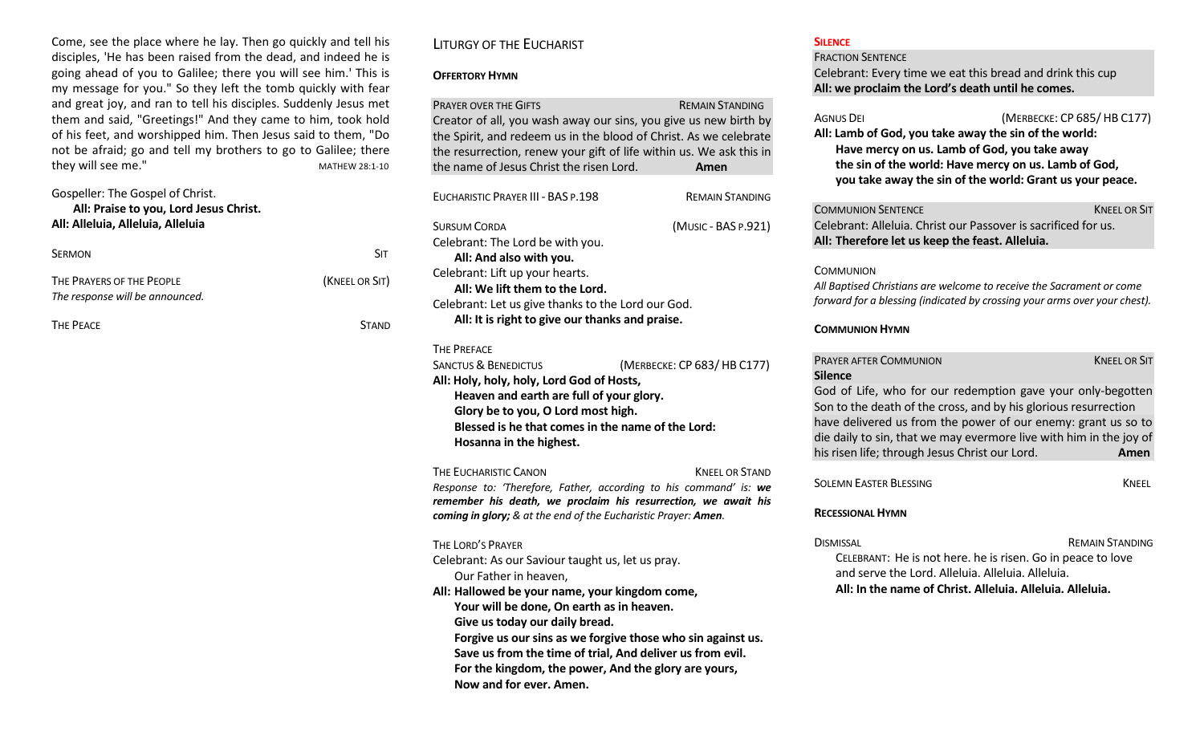Come, see the place where he lay. Then go quickly and tell his disciples, 'He has been raised from the dead, and indeed he is going ahead of you to Galilee; there you will see him.' This is my message for you." So they left the tomb quickly with fear and great joy, and ran to tell his disciples. Suddenly Jesus met them and said, "Greetings!" And they came to him, took hold of his feet, and worshipped him. Then Jesus said to them, "Do not be afraid; go and tell my brothers to go to Galilee; there they will see me." MATHEW 28:1-10

Gospeller: The Gospel of Christ.
**All: Praise to you, Lord Jesus Christ.**
**All: Alleluia, Alleluia, Alleluia**

SERMON — SIT

THE PRAYERS OF THE PEOPLE — (KNEEL OR SIT)
*The response will be announced.*

THE PEACE — STAND

## LITURGY OF THE EUCHARIST

**OFFERTORY HYMN**

PRAYER OVER THE GIFTS — REMAIN STANDING
Creator of all, you wash away our sins, you give us new birth by the Spirit, and redeem us in the blood of Christ. As we celebrate the resurrection, renew your gift of life within us. We ask this in the name of Jesus Christ the risen Lord. **Amen**

EUCHARISTIC PRAYER III - BAS P.198 — REMAIN STANDING

SURSUM CORDA — (MUSIC - BAS P.921)
Celebrant: The Lord be with you.
**All: And also with you.**
Celebrant: Lift up your hearts.
**All: We lift them to the Lord.**
Celebrant: Let us give thanks to the Lord our God.
**All: It is right to give our thanks and praise.**

THE PREFACE
SANCTUS & BENEDICTUS — (MERBECKE: CP 683/ HB C177)
**All: Holy, holy, holy, Lord God of Hosts,**
**Heaven and earth are full of your glory.**
**Glory be to you, O Lord most high.**
**Blessed is he that comes in the name of the Lord:**
**Hosanna in the highest.**

THE EUCHARISTIC CANON — KNEEL OR STAND
*Response to: 'Therefore, Father, according to his command' is: **we remember his death, we proclaim his resurrection, we await his coming in glory;** & at the end of the Eucharistic Prayer: **Amen**.*

THE LORD'S PRAYER
Celebrant: As our Saviour taught us, let us pray.
Our Father in heaven,
**All: Hallowed be your name, your kingdom come,**
**Your will be done, On earth as in heaven.**
**Give us today our daily bread.**
**Forgive us our sins as we forgive those who sin against us.**
**Save us from the time of trial, And deliver us from evil.**
**For the kingdom, the power, And the glory are yours,**
**Now and for ever. Amen.**

**SILENCE**

FRACTION SENTENCE
Celebrant: Every time we eat this bread and drink this cup
**All: we proclaim the Lord's death until he comes.**

AGNUS DEI — (MERBECKE: CP 685/ HB C177)
**All: Lamb of God, you take away the sin of the world:**
**Have mercy on us. Lamb of God, you take away**
**the sin of the world: Have mercy on us. Lamb of God,**
**you take away the sin of the world: Grant us your peace.**

COMMUNION SENTENCE — KNEEL OR SIT
Celebrant: Alleluia. Christ our Passover is sacrificed for us.
**All: Therefore let us keep the feast. Alleluia.**

COMMUNION
*All Baptised Christians are welcome to receive the Sacrament or come forward for a blessing (indicated by crossing your arms over your chest).*

**COMMUNION HYMN**

PRAYER AFTER COMMUNION — KNEEL OR SIT
**Silence**
God of Life, who for our redemption gave your only-begotten Son to the death of the cross, and by his glorious resurrection have delivered us from the power of our enemy: grant us so to die daily to sin, that we may evermore live with him in the joy of his risen life; through Jesus Christ our Lord. **Amen**

SOLEMN EASTER BLESSING — KNEEL

**RECESSIONAL HYMN**

DISMISSAL — REMAIN STANDING
CELEBRANT: He is not here. he is risen. Go in peace to love and serve the Lord. Alleluia. Alleluia. Alleluia.
**All: In the name of Christ. Alleluia. Alleluia. Alleluia.**